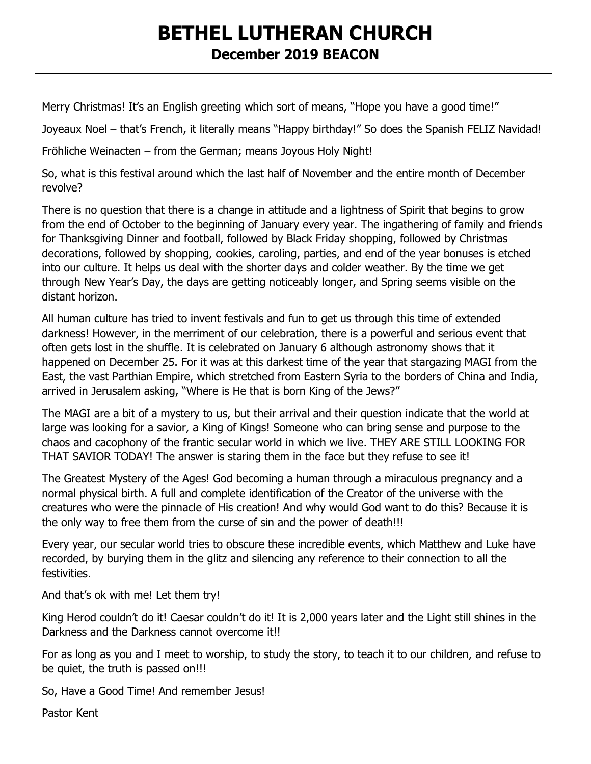# BETHEL LUTHERAN CHURCH

## December 2019 BEACON

Merry Christmas! It's an English greeting which sort of means, "Hope you have a good time!"

Joyeaux Noel – that's French, it literally means "Happy birthday!" So does the Spanish FELIZ Navidad!

Fröhliche Weinacten – from the German; means Joyous Holy Night!

So, what is this festival around which the last half of November and the entire month of December revolve?

There is no question that there is a change in attitude and a lightness of Spirit that begins to grow from the end of October to the beginning of January every year. The ingathering of family and friends for Thanksgiving Dinner and football, followed by Black Friday shopping, followed by Christmas decorations, followed by shopping, cookies, caroling, parties, and end of the year bonuses is etched into our culture. It helps us deal with the shorter days and colder weather. By the time we get through New Year's Day, the days are getting noticeably longer, and Spring seems visible on the distant horizon.

All human culture has tried to invent festivals and fun to get us through this time of extended darkness! However, in the merriment of our celebration, there is a powerful and serious event that often gets lost in the shuffle. It is celebrated on January 6 although astronomy shows that it happened on December 25. For it was at this darkest time of the year that stargazing MAGI from the East, the vast Parthian Empire, which stretched from Eastern Syria to the borders of China and India, arrived in Jerusalem asking, "Where is He that is born King of the Jews?"

The MAGI are a bit of a mystery to us, but their arrival and their question indicate that the world at large was looking for a savior, a King of Kings! Someone who can bring sense and purpose to the chaos and cacophony of the frantic secular world in which we live. THEY ARE STILL LOOKING FOR THAT SAVIOR TODAY! The answer is staring them in the face but they refuse to see it!

The Greatest Mystery of the Ages! God becoming a human through a miraculous pregnancy and a normal physical birth. A full and complete identification of the Creator of the universe with the creatures who were the pinnacle of His creation! And why would God want to do this? Because it is the only way to free them from the curse of sin and the power of death!!!

Every year, our secular world tries to obscure these incredible events, which Matthew and Luke have recorded, by burying them in the glitz and silencing any reference to their connection to all the festivities.

And that's ok with me! Let them try!

King Herod couldn't do it! Caesar couldn't do it! It is 2,000 years later and the Light still shines in the Darkness and the Darkness cannot overcome it!!

For as long as you and I meet to worship, to study the story, to teach it to our children, and refuse to be quiet, the truth is passed on!!!

So, Have a Good Time! And remember Jesus!

Pastor Kent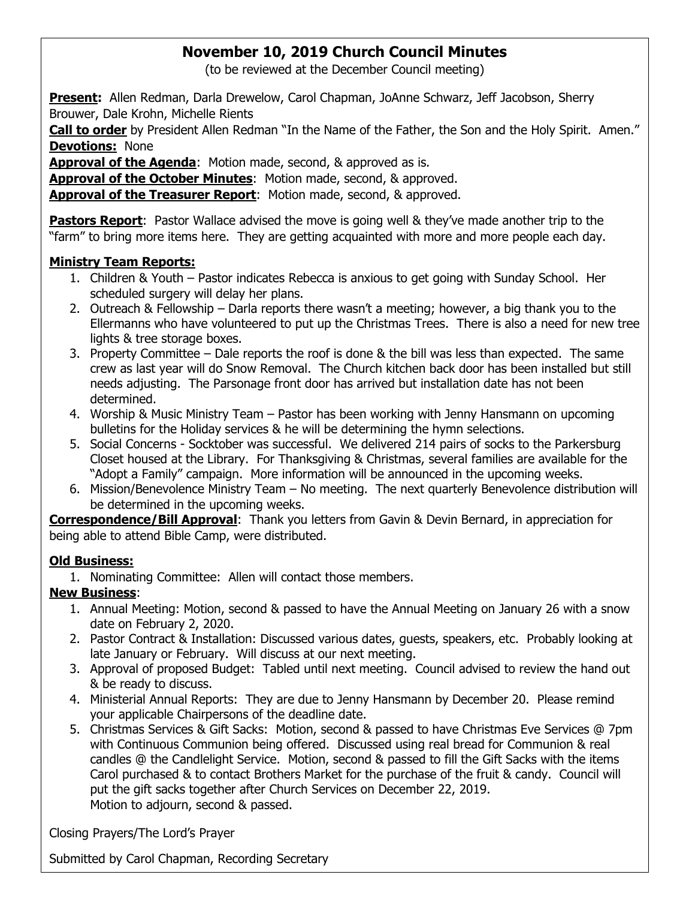# November 10, 2019 Church Council Minutes

(to be reviewed at the December Council meeting)

**Present:** Allen Redman, Darla Drewelow, Carol Chapman, JoAnne Schwarz, Jeff Jacobson, Sherry Brouwer, Dale Krohn, Michelle Rients

**Call to order** by President Allen Redman "In the Name of the Father, the Son and the Holy Spirit. Amen."

**Devotions:** None

**Approval of the Agenda**: Motion made, second, & approved as is.

**Approval of the October Minutes**: Motion made, second, & approved.

**Approval of the Treasurer Report**: Motion made, second, & approved.

**Pastors Report**: Pastor Wallace advised the move is going well & they've made another trip to the "farm" to bring more items here. They are getting acquainted with more and more people each day.

**Ministry Team Reports:**

1. Children & Youth – Pastor indicates Rebecca is anxious to get going with Sunday School. Her scheduled surgery will delay her plans.
2. Outreach & Fellowship – Darla reports there wasn't a meeting; however, a big thank you to the Ellermanns who have volunteered to put up the Christmas Trees. There is also a need for new tree lights & tree storage boxes.
3. Property Committee – Dale reports the roof is done & the bill was less than expected. The same crew as last year will do Snow Removal. The Church kitchen back door has been installed but still needs adjusting. The Parsonage front door has arrived but installation date has not been determined.
4. Worship & Music Ministry Team – Pastor has been working with Jenny Hansmann on upcoming bulletins for the Holiday services & he will be determining the hymn selections.
5. Social Concerns - Socktober was successful. We delivered 214 pairs of socks to the Parkersburg Closet housed at the Library. For Thanksgiving & Christmas, several families are available for the "Adopt a Family" campaign. More information will be announced in the upcoming weeks.
6. Mission/Benevolence Ministry Team – No meeting. The next quarterly Benevolence distribution will be determined in the upcoming weeks.

**Correspondence/Bill Approval**: Thank you letters from Gavin & Devin Bernard, in appreciation for being able to attend Bible Camp, were distributed.

**Old Business:**

1. Nominating Committee: Allen will contact those members.

**New Business**:

1. Annual Meeting: Motion, second & passed to have the Annual Meeting on January 26 with a snow date on February 2, 2020.
2. Pastor Contract & Installation: Discussed various dates, guests, speakers, etc. Probably looking at late January or February. Will discuss at our next meeting.
3. Approval of proposed Budget: Tabled until next meeting. Council advised to review the hand out & be ready to discuss.
4. Ministerial Annual Reports: They are due to Jenny Hansmann by December 20. Please remind your applicable Chairpersons of the deadline date.
5. Christmas Services & Gift Sacks: Motion, second & passed to have Christmas Eve Services @ 7pm with Continuous Communion being offered. Discussed using real bread for Communion & real candles @ the Candlelight Service. Motion, second & passed to fill the Gift Sacks with the items Carol purchased & to contact Brothers Market for the purchase of the fruit & candy. Council will put the gift sacks together after Church Services on December 22, 2019.
   Motion to adjourn, second & passed.

Closing Prayers/The Lord's Prayer

Submitted by Carol Chapman, Recording Secretary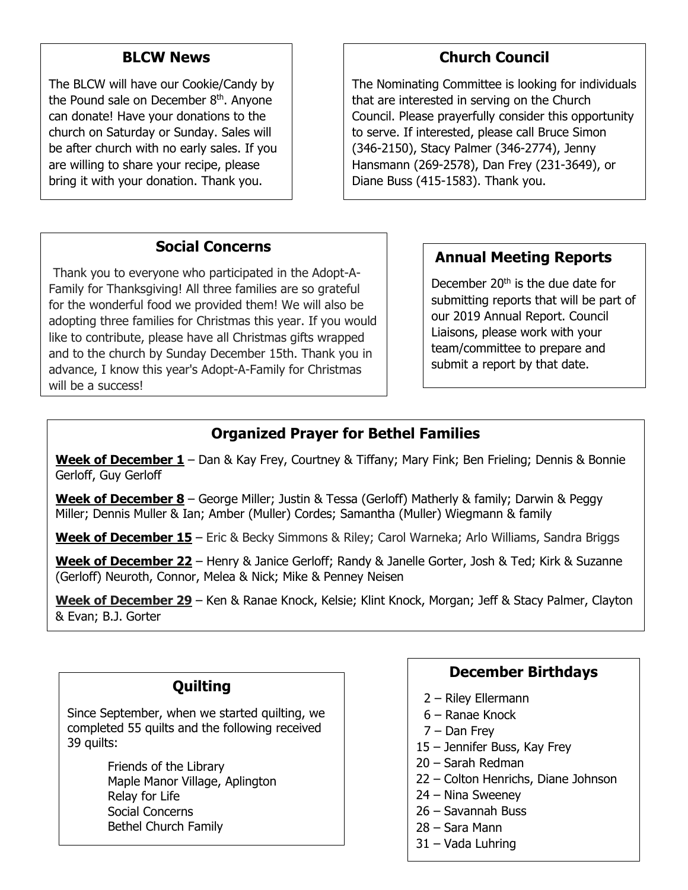## BLCW News

The BLCW will have our Cookie/Candy by the Pound sale on December 8th. Anyone can donate! Have your donations to the church on Saturday or Sunday. Sales will be after church with no early sales. If you are willing to share your recipe, please bring it with your donation. Thank you.

## Church Council

The Nominating Committee is looking for individuals that are interested in serving on the Church Council. Please prayerfully consider this opportunity to serve. If interested, please call Bruce Simon (346-2150), Stacy Palmer (346-2774), Jenny Hansmann (269-2578), Dan Frey (231-3649), or Diane Buss (415-1583). Thank you.

## Social Concerns

Thank you to everyone who participated in the Adopt-A-Family for Thanksgiving! All three families are so grateful for the wonderful food we provided them! We will also be adopting three families for Christmas this year. If you would like to contribute, please have all Christmas gifts wrapped and to the church by Sunday December 15th. Thank you in advance, I know this year's Adopt-A-Family for Christmas will be a success!

## Annual Meeting Reports

December 20th is the due date for submitting reports that will be part of our 2019 Annual Report. Council Liaisons, please work with your team/committee to prepare and submit a report by that date.

## Organized Prayer for Bethel Families

**Week of December 1** – Dan & Kay Frey, Courtney & Tiffany; Mary Fink; Ben Frieling; Dennis & Bonnie Gerloff, Guy Gerloff

**Week of December 8** – George Miller; Justin & Tessa (Gerloff) Matherly & family; Darwin & Peggy Miller; Dennis Muller & Ian; Amber (Muller) Cordes; Samantha (Muller) Wiegmann & family

**Week of December 15** – Eric & Becky Simmons & Riley; Carol Warneka; Arlo Williams, Sandra Briggs

**Week of December 22** – Henry & Janice Gerloff; Randy & Janelle Gorter, Josh & Ted; Kirk & Suzanne (Gerloff) Neuroth, Connor, Melea & Nick; Mike & Penney Neisen

**Week of December 29** – Ken & Ranae Knock, Kelsie; Klint Knock, Morgan; Jeff & Stacy Palmer, Clayton & Evan; B.J. Gorter

## Quilting

Since September, when we started quilting, we completed 55 quilts and the following received 39 quilts:

Friends of the Library
Maple Manor Village, Aplington
Relay for Life
Social Concerns
Bethel Church Family

## December Birthdays

2 – Riley Ellermann
6 – Ranae Knock
7 – Dan Frey
15 – Jennifer Buss, Kay Frey
20 – Sarah Redman
22 – Colton Henrichs, Diane Johnson
24 – Nina Sweeney
26 – Savannah Buss
28 – Sara Mann
31 – Vada Luhring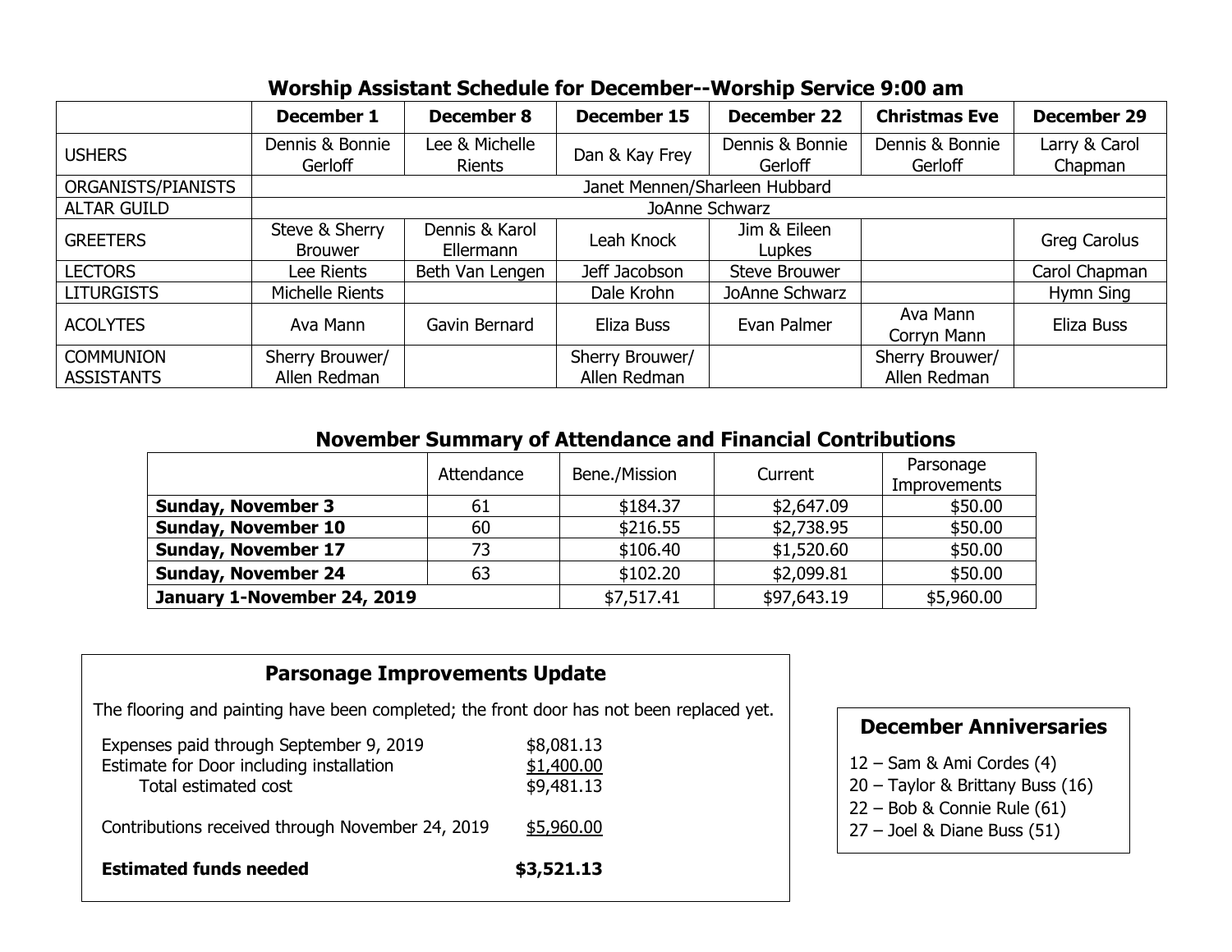## Worship Assistant Schedule for December--Worship Service 9:00 am

| | December 1 | December 8 | December 15 | December 22 | Christmas Eve | December 29 |
|---|---|---|---|---|---|---|
| USHERS | Dennis & Bonnie Gerloff | Lee & Michelle Rients | Dan & Kay Frey | Dennis & Bonnie Gerloff | Dennis & Bonnie Gerloff | Larry & Carol Chapman |
| ORGANISTS/PIANISTS | Janet Mennen/Sharleen Hubbard | | | | | |
| ALTAR GUILD | JoAnne Schwarz | | | | | |
| GREETERS | Steve & Sherry Brouwer | Dennis & Karol Ellermann | Leah Knock | Jim & Eileen Lupkes | | Greg Carolus |
| LECTORS | Lee Rients | Beth Van Lengen | Jeff Jacobson | Steve Brouwer | | Carol Chapman |
| LITURGISTS | Michelle Rients | | Dale Krohn | JoAnne Schwarz | | Hymn Sing |
| ACOLYTES | Ava Mann | Gavin Bernard | Eliza Buss | Evan Palmer | Ava Mann Corryn Mann | Eliza Buss |
| COMMUNION ASSISTANTS | Sherry Brouwer/ Allen Redman | | Sherry Brouwer/ Allen Redman | | Sherry Brouwer/ Allen Redman | |

## November Summary of Attendance and Financial Contributions

| | Attendance | Bene./Mission | Current | Parsonage Improvements |
|---|---|---|---|---|
| **Sunday, November 3** | 61 | $184.37 | $2,647.09 | $50.00 |
| **Sunday, November 10** | 60 | $216.55 | $2,738.95 | $50.00 |
| **Sunday, November 17** | 73 | $106.40 | $1,520.60 | $50.00 |
| **Sunday, November 24** | 63 | $102.20 | $2,099.81 | $50.00 |
| **January 1-November 24, 2019** | | $7,517.41 | $97,643.19 | $5,960.00 |

## Parsonage Improvements Update

The flooring and painting have been completed; the front door has not been replaced yet.

| | |
|---|---|
| Expenses paid through September 9, 2019 | $8,081.13 |
| Estimate for Door including installation | $1,400.00 |
| Total estimated cost | $9,481.13 |
| Contributions received through November 24, 2019 | $5,960.00 |
| **Estimated funds needed** | **$3,521.13** |

## December Anniversaries

12 – Sam & Ami Cordes (4)
20 – Taylor & Brittany Buss (16)
22 – Bob & Connie Rule (61)
27 – Joel & Diane Buss (51)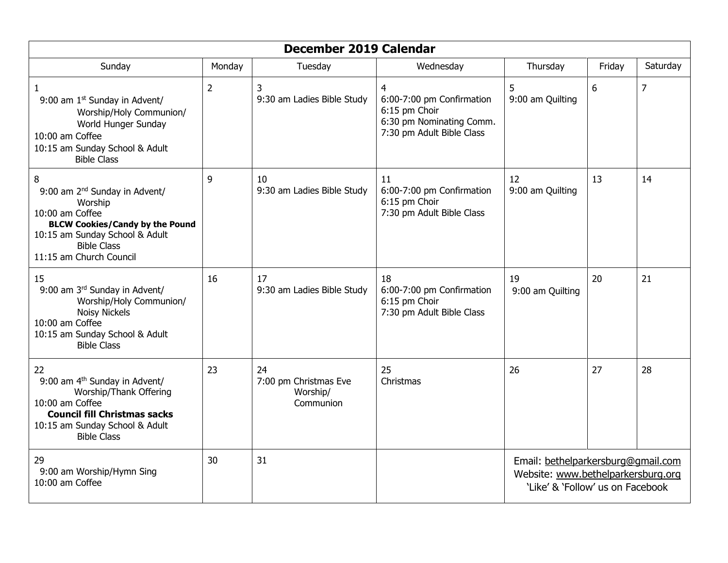| December 2019 Calendar | | | | | | |
|---|---|---|---|---|---|---|
| Sunday | Monday | Tuesday | Wednesday | Thursday | Friday | Saturday |
| 1<br>9:00 am 1st Sunday in Advent/ Worship/Holy Communion/ World Hunger Sunday<br>10:00 am Coffee<br>10:15 am Sunday School & Adult Bible Class | 2 | 3<br>9:30 am Ladies Bible Study | 4<br>6:00-7:00 pm Confirmation<br>6:15 pm Choir<br>6:30 pm Nominating Comm.<br>7:30 pm Adult Bible Class | 5<br>9:00 am Quilting | 6 | 7 |
| 8<br>9:00 am 2nd Sunday in Advent/ Worship<br>10:00 am Coffee<br>**BLCW Cookies/Candy by the Pound**<br>10:15 am Sunday School & Adult Bible Class<br>11:15 am Church Council | 9 | 10<br>9:30 am Ladies Bible Study | 11<br>6:00-7:00 pm Confirmation<br>6:15 pm Choir<br>7:30 pm Adult Bible Class | 12<br>9:00 am Quilting | 13 | 14 |
| 15<br>9:00 am 3rd Sunday in Advent/ Worship/Holy Communion/ Noisy Nickels<br>10:00 am Coffee<br>10:15 am Sunday School & Adult Bible Class | 16 | 17<br>9:30 am Ladies Bible Study | 18<br>6:00-7:00 pm Confirmation<br>6:15 pm Choir<br>7:30 pm Adult Bible Class | 19<br>9:00 am Quilting | 20 | 21 |
| 22<br>9:00 am 4th Sunday in Advent/ Worship/Thank Offering<br>10:00 am Coffee<br>**Council fill Christmas sacks**<br>10:15 am Sunday School & Adult Bible Class | 23 | 24<br>7:00 pm Christmas Eve Worship/ Communion | 25<br>Christmas | 26 | 27 | 28 |
| 29<br>9:00 am Worship/Hymn Sing<br>10:00 am Coffee | 30 | 31 | | Email: bethelparkersburg@gmail.com<br>Website: www.bethelparkersburg.org<br>'Like' & 'Follow' us on Facebook | | |